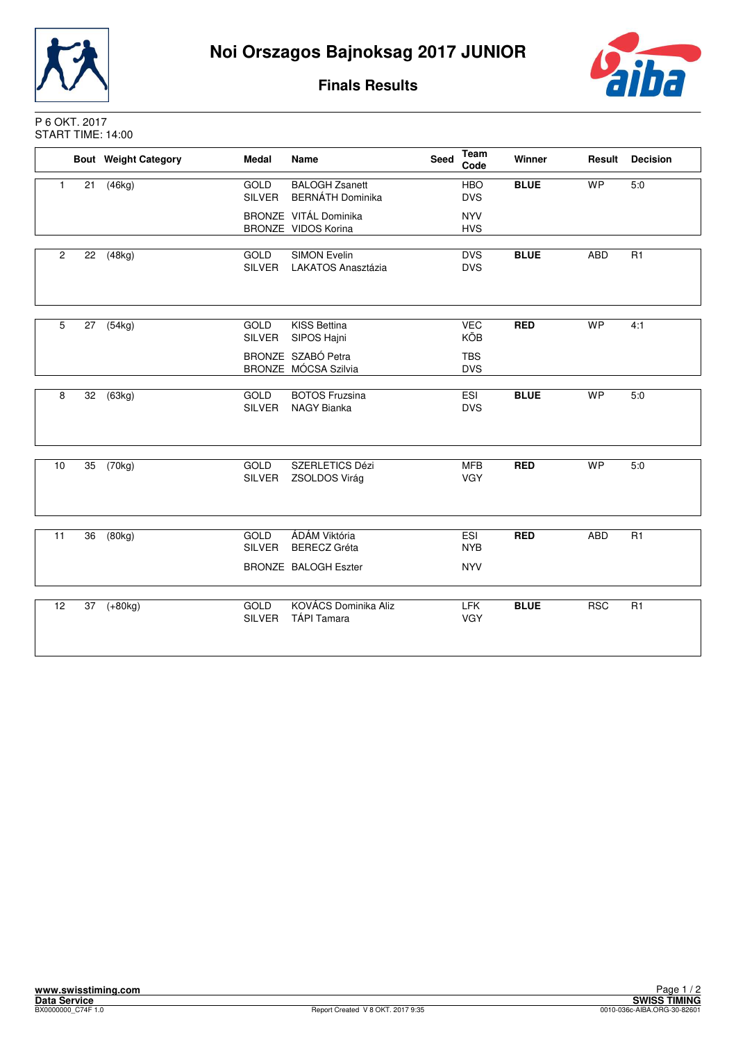# Noi Orszagos Bajnoksag 2017 JUNIOR

## Finals Results

P 6 OKT. 2017
START TIME: 14:00

| | Bout | Weight Category | Medal | Name | Seed | Team Code | Winner | Result | Decision |
|---|---|---|---|---|---|---|---|---|---|
| 1 | 21 | (46kg) | GOLD | BALOGH Zsanett | | HBO | **BLUE** | WP | 5:0 |
| | | | SILVER | BERNÁTH Dominika | | DVS | | | |
| | | | BRONZE | VITÁL Dominika | | NYV | | | |
| | | | BRONZE | VIDOS Korina | | HVS | | | |
| 2 | 22 | (48kg) | GOLD | SIMON Evelin | | DVS | **BLUE** | ABD | R1 |
| | | | SILVER | LAKATOS Anasztázia | | DVS | | | |
| 5 | 27 | (54kg) | GOLD | KISS Bettina | | VEC | **RED** | WP | 4:1 |
| | | | SILVER | SIPOS Hajni | | KÖB | | | |
| | | | BRONZE | SZABÓ Petra | | TBS | | | |
| | | | BRONZE | MÓCSA Szilvia | | DVS | | | |
| 8 | 32 | (63kg) | GOLD | BOTOS Fruzsina | | ESI | **BLUE** | WP | 5:0 |
| | | | SILVER | NAGY Bianka | | DVS | | | |
| 10 | 35 | (70kg) | GOLD | SZERLETICS Dézi | | MFB | **RED** | WP | 5:0 |
| | | | SILVER | ZSOLDOS Virág | | VGY | | | |
| 11 | 36 | (80kg) | GOLD | ÁDÁM Viktória | | ESI | **RED** | ABD | R1 |
| | | | SILVER | BERECZ Gréta | | NYB | | | |
| | | | BRONZE | BALOGH Eszter | | NYV | | | |
| 12 | 37 | (+80kg) | GOLD | KOVÁCS Dominika Aliz | | LFK | **BLUE** | RSC | R1 |
| | | | SILVER | TÁPI Tamara | | VGY | | | |

www.swisstiming.com
Data Service
BX0000000_C74F 1.0

Report Created V 8 OKT. 2017 9:35

SWISS TIMING
0010-036c-AIBA.ORG-30-82601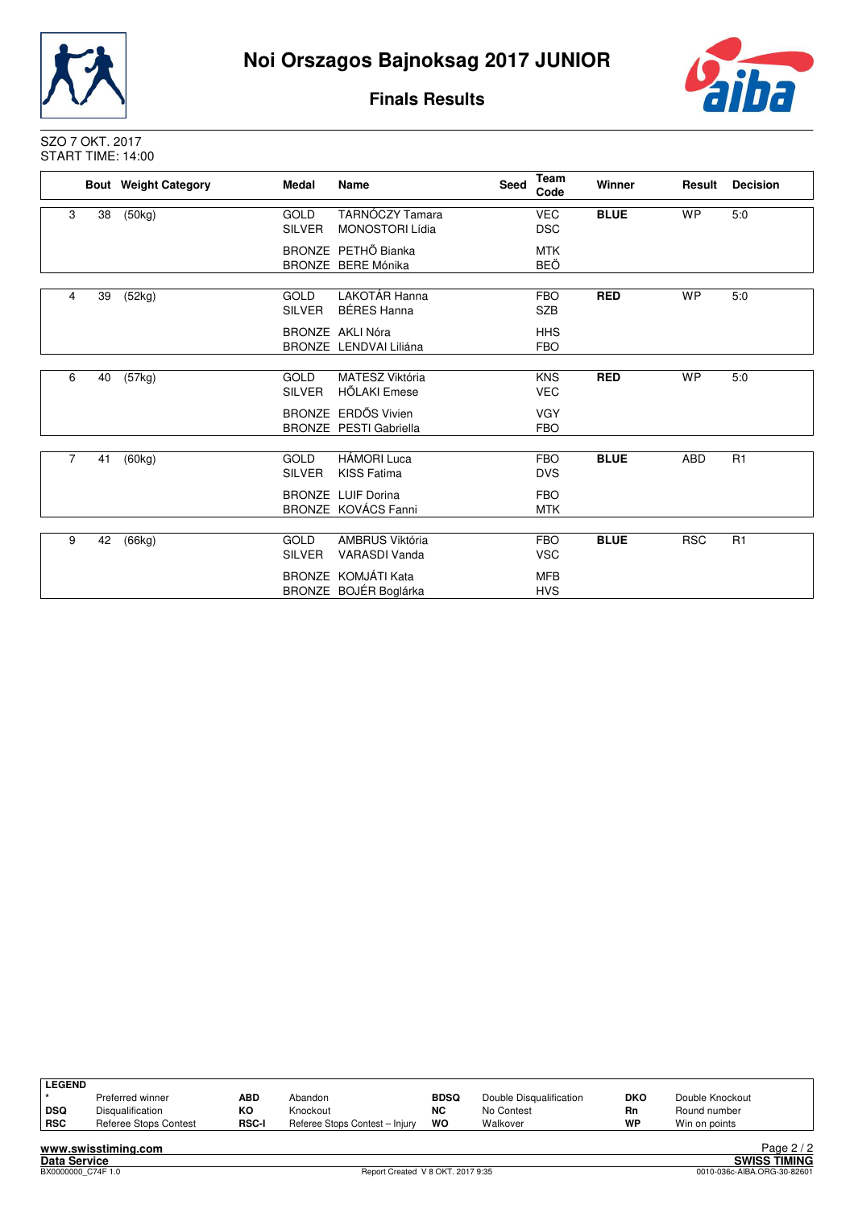# Noi Orszagos Bajnoksag 2017 JUNIOR

## Finals Results

SZO 7 OKT. 2017
START TIME: 14:00

| | Bout | Weight Category | Medal | Name | Seed | Team Code | Winner | Result | Decision |
|---|---|---|---|---|---|---|---|---|---|
| 3 | 38 | (50kg) | GOLD | TARNÓCZY Tamara | | VEC | **BLUE** | WP | 5:0 |
| | | | SILVER | MONOSTORI Lídia | | DSC | | | |
| | | | BRONZE | PETHŐ Bianka | | MTK | | | |
| | | | BRONZE | BERE Mónika | | BEÖ | | | |
| 4 | 39 | (52kg) | GOLD | LAKOTÁR Hanna | | FBO | **RED** | WP | 5:0 |
| | | | SILVER | BÉRES Hanna | | SZB | | | |
| | | | BRONZE | AKLI Nóra | | HHS | | | |
| | | | BRONZE | LENDVAI Liliána | | FBO | | | |
| 6 | 40 | (57kg) | GOLD | MATESZ Viktória | | KNS | **RED** | WP | 5:0 |
| | | | SILVER | HŐLAKI Emese | | VEC | | | |
| | | | BRONZE | ERDŐS Vivien | | VGY | | | |
| | | | BRONZE | PESTI Gabriella | | FBO | | | |
| 7 | 41 | (60kg) | GOLD | HÁMORI Luca | | FBO | **BLUE** | ABD | R1 |
| | | | SILVER | KISS Fatima | | DVS | | | |
| | | | BRONZE | LUIF Dorina | | FBO | | | |
| | | | BRONZE | KOVÁCS Fanni | | MTK | | | |
| 9 | 42 | (66kg) | GOLD | AMBRUS Viktória | | FBO | **BLUE** | RSC | R1 |
| | | | SILVER | VARASDI Vanda | | VSC | | | |
| | | | BRONZE | KOMJÁTI Kata | | MFB | | | |
| | | | BRONZE | BOJÉR Boglárka | | HVS | | | |

**LEGEND**

| | | | | | | | |
|---|---|---|---|---|---|---|---|
| * | Preferred winner | **ABD** | Abandon | **BDSQ** | Double Disqualification | **DKO** | Double Knockout |
| **DSQ** | Disqualification | **KO** | Knockout | **NC** | No Contest | **Rn** | Round number |
| **RSC** | Referee Stops Contest | **RSC-I** | Referee Stops Contest – Injury | **WO** | Walkover | **WP** | Win on points |

www.swisstiming.com
Data Service
BX0000000_C74F 1.0
Report Created V 8 OKT. 2017 9:35
SWISS TIMING
0010-036c-AIBA.ORG-30-82601